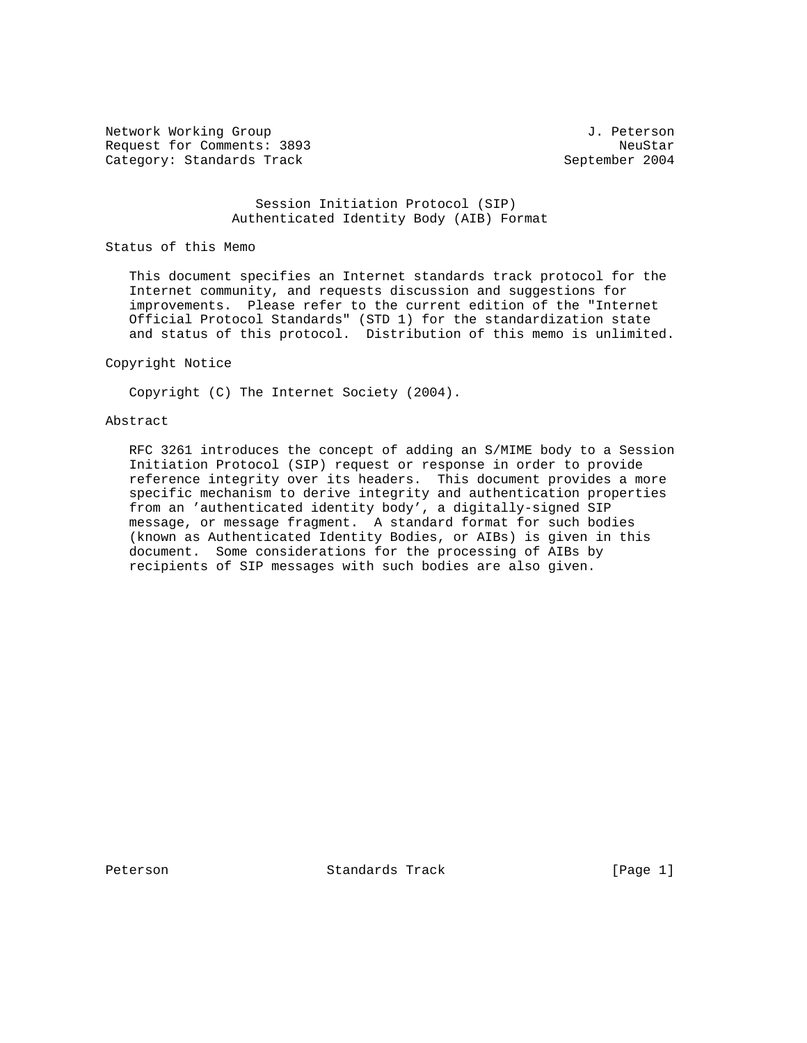Network Working Group J. Peterson
Request for Comments: 3893 NeuStar
Category: Standards Track September 2004

# Session Initiation Protocol (SIP) Authenticated Identity Body (AIB) Format

## Status of this Memo

This document specifies an Internet standards track protocol for the Internet community, and requests discussion and suggestions for improvements. Please refer to the current edition of the "Internet Official Protocol Standards" (STD 1) for the standardization state and status of this protocol. Distribution of this memo is unlimited.

## Copyright Notice

Copyright (C) The Internet Society (2004).

## Abstract

RFC 3261 introduces the concept of adding an S/MIME body to a Session Initiation Protocol (SIP) request or response in order to provide reference integrity over its headers. This document provides a more specific mechanism to derive integrity and authentication properties from an 'authenticated identity body', a digitally-signed SIP message, or message fragment. A standard format for such bodies (known as Authenticated Identity Bodies, or AIBs) is given in this document. Some considerations for the processing of AIBs by recipients of SIP messages with such bodies are also given.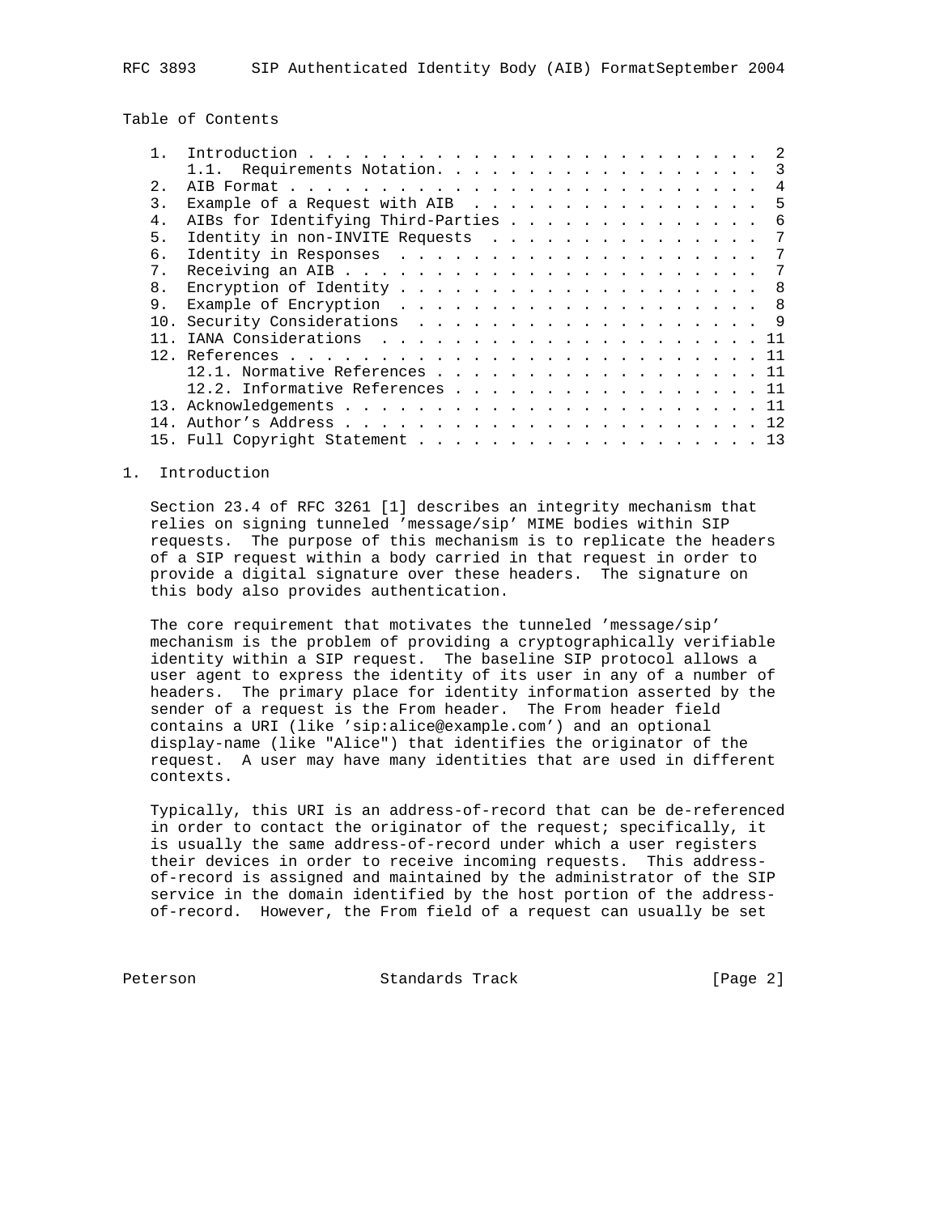Table of Contents

```
   1.  Introduction . . . . . . . . . . . . . . . . . . . . . . . . .  2
       1.1.  Requirements Notation. . . . . . . . . . . . . . . . . .  3
   2.  AIB Format . . . . . . . . . . . . . . . . . . . . . . . . . .  4
   3.  Example of a Request with AIB  . . . . . . . . . . . . . . . .  5
   4.  AIBs for Identifying Third-Parties . . . . . . . . . . . . . .  6
   5.  Identity in non-INVITE Requests  . . . . . . . . . . . . . . .  7
   6.  Identity in Responses  . . . . . . . . . . . . . . . . . . . .  7
   7.  Receiving an AIB . . . . . . . . . . . . . . . . . . . . . . .  7
   8.  Encryption of Identity . . . . . . . . . . . . . . . . . . . .  8
   9.  Example of Encryption  . . . . . . . . . . . . . . . . . . . .  8
   10. Security Considerations  . . . . . . . . . . . . . . . . . . .  9
   11. IANA Considerations  . . . . . . . . . . . . . . . . . . . . . 11
   12. References . . . . . . . . . . . . . . . . . . . . . . . . . . 11
       12.1. Normative References . . . . . . . . . . . . . . . . . . 11
       12.2. Informative References . . . . . . . . . . . . . . . . . 11
   13. Acknowledgements . . . . . . . . . . . . . . . . . . . . . . . 11
   14. Author's Address . . . . . . . . . . . . . . . . . . . . . . . 12
   15. Full Copyright Statement . . . . . . . . . . . . . . . . . . . 13
```

## 1. Introduction

Section 23.4 of RFC 3261 [1] describes an integrity mechanism that relies on signing tunneled 'message/sip' MIME bodies within SIP requests. The purpose of this mechanism is to replicate the headers of a SIP request within a body carried in that request in order to provide a digital signature over these headers. The signature on this body also provides authentication.

The core requirement that motivates the tunneled 'message/sip' mechanism is the problem of providing a cryptographically verifiable identity within a SIP request. The baseline SIP protocol allows a user agent to express the identity of its user in any of a number of headers. The primary place for identity information asserted by the sender of a request is the From header. The From header field contains a URI (like 'sip:alice@example.com') and an optional display-name (like "Alice") that identifies the originator of the request. A user may have many identities that are used in different contexts.

Typically, this URI is an address-of-record that can be de-referenced in order to contact the originator of the request; specifically, it is usually the same address-of-record under which a user registers their devices in order to receive incoming requests. This address-of-record is assigned and maintained by the administrator of the SIP service in the domain identified by the host portion of the address-of-record. However, the From field of a request can usually be set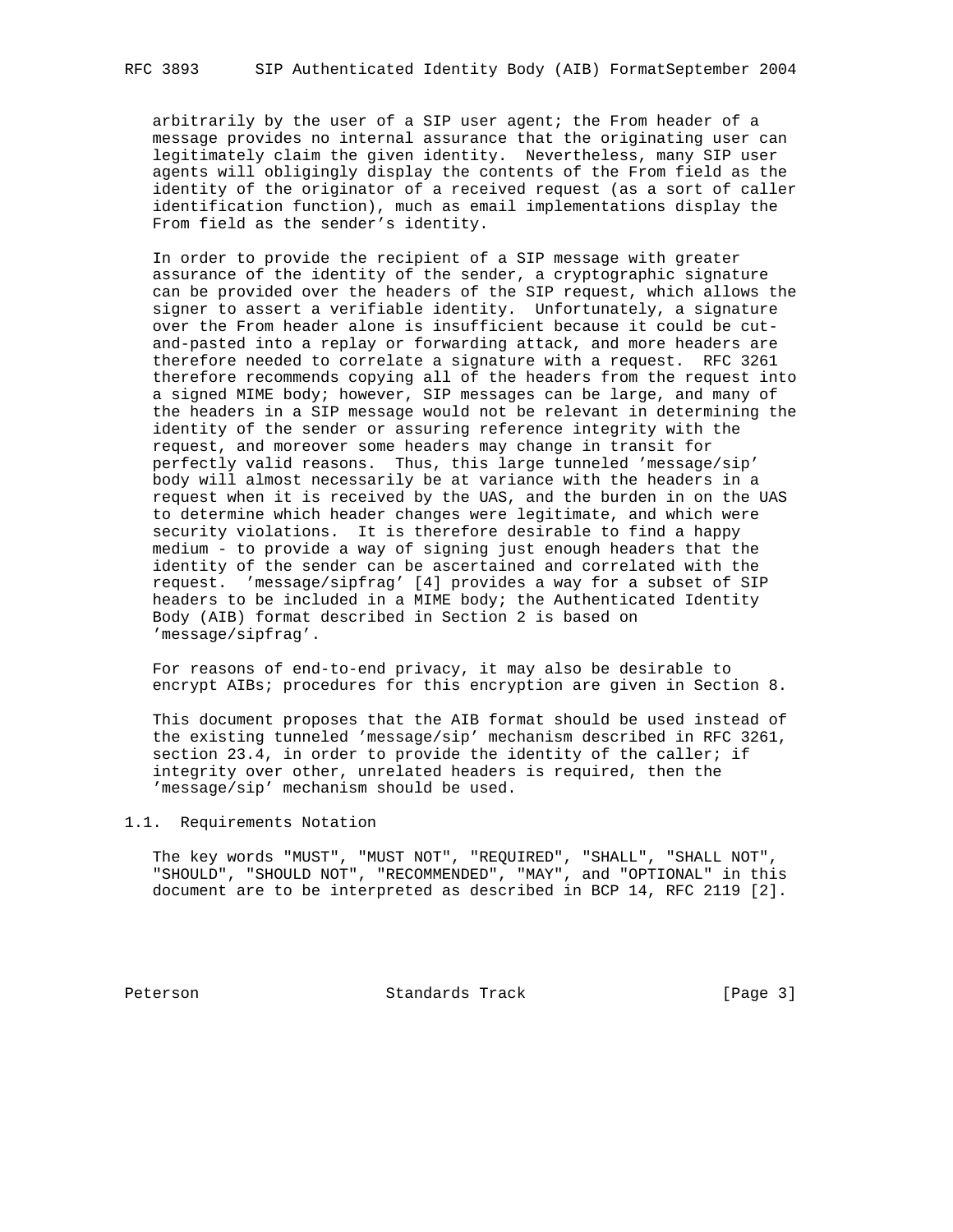arbitrarily by the user of a SIP user agent; the From header of a message provides no internal assurance that the originating user can legitimately claim the given identity. Nevertheless, many SIP user agents will obligingly display the contents of the From field as the identity of the originator of a received request (as a sort of caller identification function), much as email implementations display the From field as the sender's identity.

In order to provide the recipient of a SIP message with greater assurance of the identity of the sender, a cryptographic signature can be provided over the headers of the SIP request, which allows the signer to assert a verifiable identity. Unfortunately, a signature over the From header alone is insufficient because it could be cut-and-pasted into a replay or forwarding attack, and more headers are therefore needed to correlate a signature with a request. RFC 3261 therefore recommends copying all of the headers from the request into a signed MIME body; however, SIP messages can be large, and many of the headers in a SIP message would not be relevant in determining the identity of the sender or assuring reference integrity with the request, and moreover some headers may change in transit for perfectly valid reasons. Thus, this large tunneled 'message/sip' body will almost necessarily be at variance with the headers in a request when it is received by the UAS, and the burden in on the UAS to determine which header changes were legitimate, and which were security violations. It is therefore desirable to find a happy medium - to provide a way of signing just enough headers that the identity of the sender can be ascertained and correlated with the request. 'message/sipfrag' [4] provides a way for a subset of SIP headers to be included in a MIME body; the Authenticated Identity Body (AIB) format described in Section 2 is based on 'message/sipfrag'.

For reasons of end-to-end privacy, it may also be desirable to encrypt AIBs; procedures for this encryption are given in Section 8.

This document proposes that the AIB format should be used instead of the existing tunneled 'message/sip' mechanism described in RFC 3261, section 23.4, in order to provide the identity of the caller; if integrity over other, unrelated headers is required, then the 'message/sip' mechanism should be used.

### 1.1. Requirements Notation

The key words "MUST", "MUST NOT", "REQUIRED", "SHALL", "SHALL NOT", "SHOULD", "SHOULD NOT", "RECOMMENDED", "MAY", and "OPTIONAL" in this document are to be interpreted as described in BCP 14, RFC 2119 [2].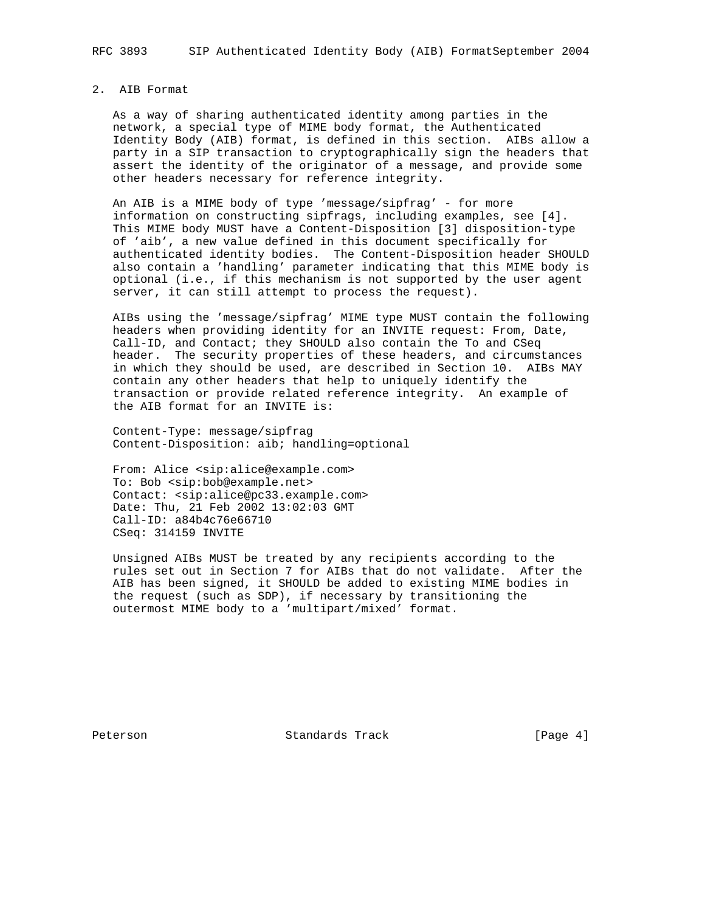## 2. AIB Format

As a way of sharing authenticated identity among parties in the network, a special type of MIME body format, the Authenticated Identity Body (AIB) format, is defined in this section. AIBs allow a party in a SIP transaction to cryptographically sign the headers that assert the identity of the originator of a message, and provide some other headers necessary for reference integrity.

An AIB is a MIME body of type 'message/sipfrag' - for more information on constructing sipfrags, including examples, see [4]. This MIME body MUST have a Content-Disposition [3] disposition-type of 'aib', a new value defined in this document specifically for authenticated identity bodies. The Content-Disposition header SHOULD also contain a 'handling' parameter indicating that this MIME body is optional (i.e., if this mechanism is not supported by the user agent server, it can still attempt to process the request).

AIBs using the 'message/sipfrag' MIME type MUST contain the following headers when providing identity for an INVITE request: From, Date, Call-ID, and Contact; they SHOULD also contain the To and CSeq header. The security properties of these headers, and circumstances in which they should be used, are described in Section 10. AIBs MAY contain any other headers that help to uniquely identify the transaction or provide related reference integrity. An example of the AIB format for an INVITE is:

```
Content-Type: message/sipfrag
Content-Disposition: aib; handling=optional

From: Alice <sip:alice@example.com>
To: Bob <sip:bob@example.net>
Contact: <sip:alice@pc33.example.com>
Date: Thu, 21 Feb 2002 13:02:03 GMT
Call-ID: a84b4c76e66710
CSeq: 314159 INVITE
```

Unsigned AIBs MUST be treated by any recipients according to the rules set out in Section 7 for AIBs that do not validate. After the AIB has been signed, it SHOULD be added to existing MIME bodies in the request (such as SDP), if necessary by transitioning the outermost MIME body to a 'multipart/mixed' format.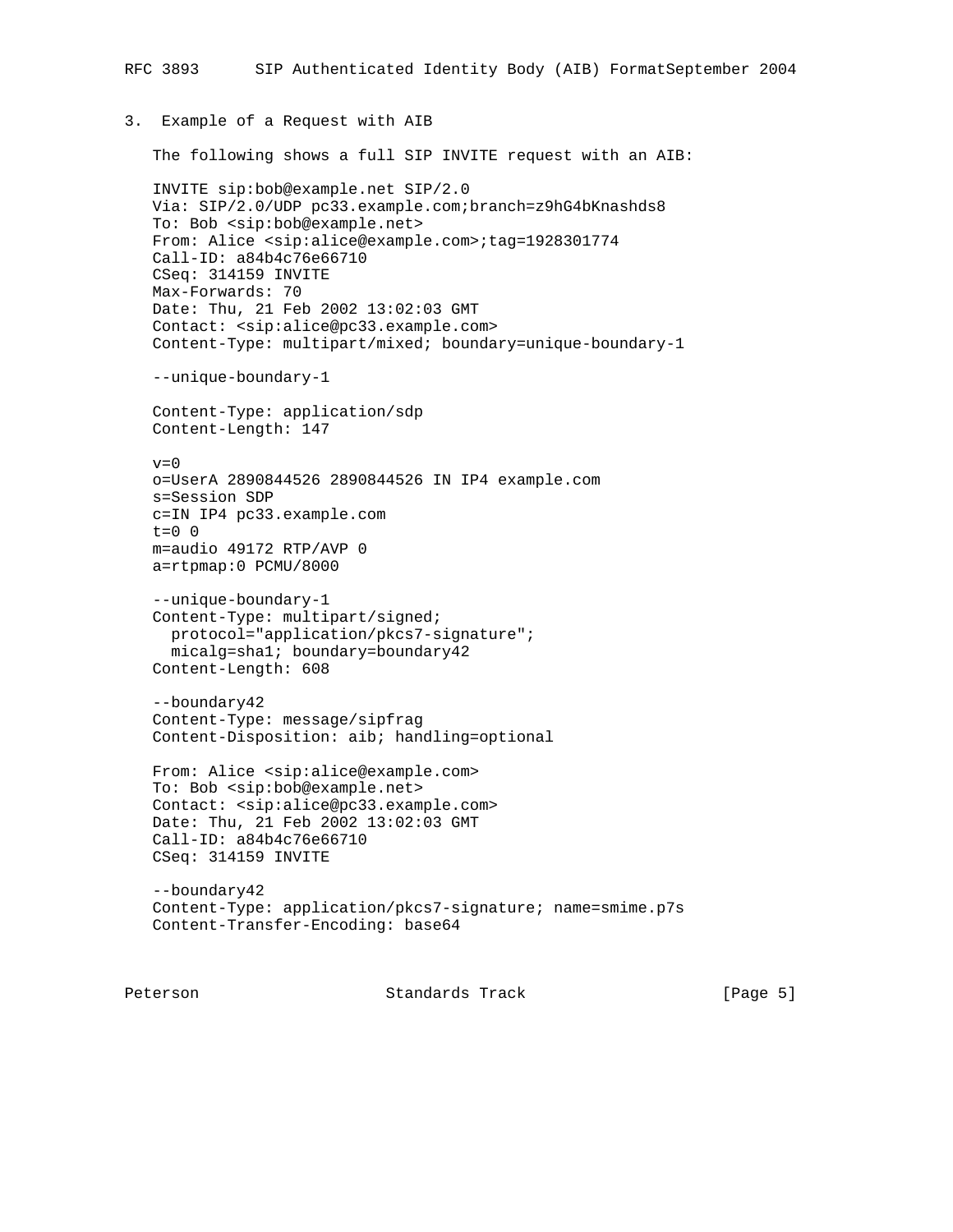## 3. Example of a Request with AIB

The following shows a full SIP INVITE request with an AIB:

```
INVITE sip:bob@example.net SIP/2.0
Via: SIP/2.0/UDP pc33.example.com;branch=z9hG4bKnashds8
To: Bob <sip:bob@example.net>
From: Alice <sip:alice@example.com>;tag=1928301774
Call-ID: a84b4c76e66710
CSeq: 314159 INVITE
Max-Forwards: 70
Date: Thu, 21 Feb 2002 13:02:03 GMT
Contact: <sip:alice@pc33.example.com>
Content-Type: multipart/mixed; boundary=unique-boundary-1

--unique-boundary-1

Content-Type: application/sdp
Content-Length: 147

v=0
o=UserA 2890844526 2890844526 IN IP4 example.com
s=Session SDP
c=IN IP4 pc33.example.com
t=0 0
m=audio 49172 RTP/AVP 0
a=rtpmap:0 PCMU/8000

--unique-boundary-1
Content-Type: multipart/signed;
  protocol="application/pkcs7-signature";
  micalg=sha1; boundary=boundary42
Content-Length: 608

--boundary42
Content-Type: message/sipfrag
Content-Disposition: aib; handling=optional

From: Alice <sip:alice@example.com>
To: Bob <sip:bob@example.net>
Contact: <sip:alice@pc33.example.com>
Date: Thu, 21 Feb 2002 13:02:03 GMT
Call-ID: a84b4c76e66710
CSeq: 314159 INVITE

--boundary42
Content-Type: application/pkcs7-signature; name=smime.p7s
Content-Transfer-Encoding: base64
```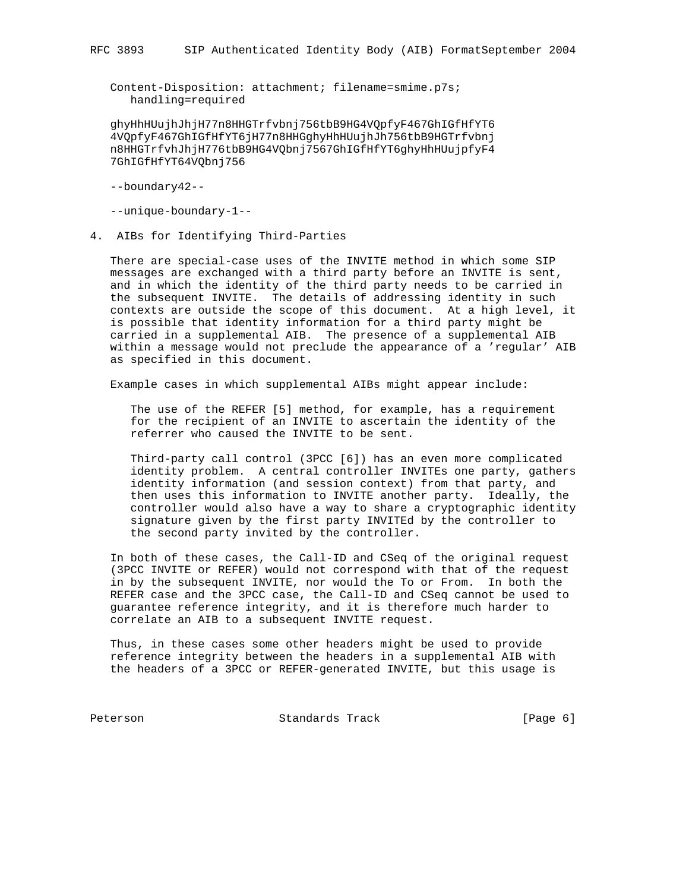```
Content-Disposition: attachment; filename=smime.p7s;
   handling=required

ghyHhHUujhJhjH77n8HHGTrfvbnj756tbB9HG4VQpfyF467GhIGfHfYT6
4VQpfyF467GhIGfHfYT6jH77n8HHGghyHhHUujhJh756tbB9HGTrfvbnj
n8HHGTrfvhJhjH776tbB9HG4VQbnj7567GhIGfHfYT6ghyHhHUujpfyF4
7GhIGfHfYT64VQbnj756

--boundary42--

--unique-boundary-1--
```

## 4. AIBs for Identifying Third-Parties

There are special-case uses of the INVITE method in which some SIP messages are exchanged with a third party before an INVITE is sent, and in which the identity of the third party needs to be carried in the subsequent INVITE. The details of addressing identity in such contexts are outside the scope of this document. At a high level, it is possible that identity information for a third party might be carried in a supplemental AIB. The presence of a supplemental AIB within a message would not preclude the appearance of a 'regular' AIB as specified in this document.

Example cases in which supplemental AIBs might appear include:

> The use of the REFER [5] method, for example, has a requirement for the recipient of an INVITE to ascertain the identity of the referrer who caused the INVITE to be sent.
>
> Third-party call control (3PCC [6]) has an even more complicated identity problem. A central controller INVITEs one party, gathers identity information (and session context) from that party, and then uses this information to INVITE another party. Ideally, the controller would also have a way to share a cryptographic identity signature given by the first party INVITEd by the controller to the second party invited by the controller.

In both of these cases, the Call-ID and CSeq of the original request (3PCC INVITE or REFER) would not correspond with that of the request in by the subsequent INVITE, nor would the To or From. In both the REFER case and the 3PCC case, the Call-ID and CSeq cannot be used to guarantee reference integrity, and it is therefore much harder to correlate an AIB to a subsequent INVITE request.

Thus, in these cases some other headers might be used to provide reference integrity between the headers in a supplemental AIB with the headers of a 3PCC or REFER-generated INVITE, but this usage is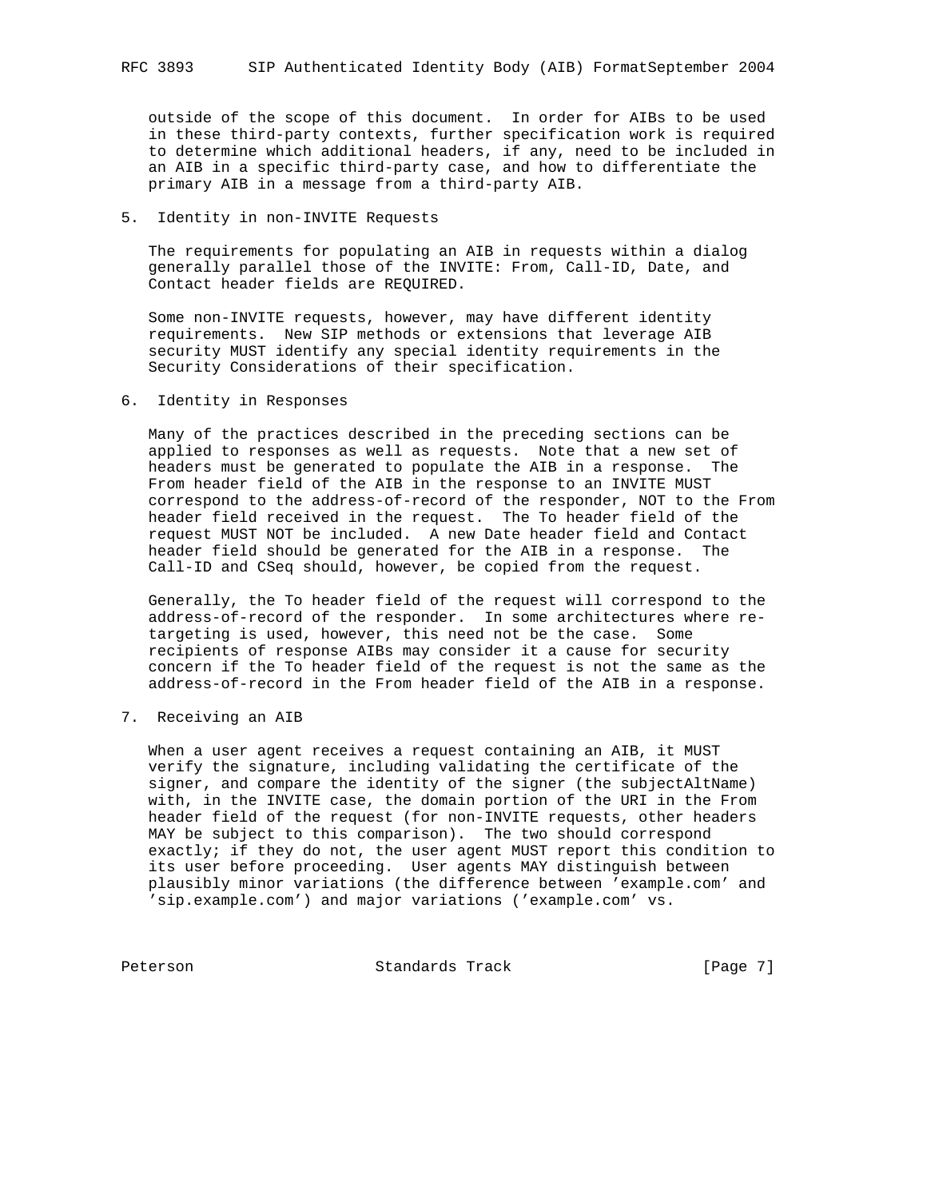outside of the scope of this document. In order for AIBs to be used in these third-party contexts, further specification work is required to determine which additional headers, if any, need to be included in an AIB in a specific third-party case, and how to differentiate the primary AIB in a message from a third-party AIB.

## 5. Identity in non-INVITE Requests

The requirements for populating an AIB in requests within a dialog generally parallel those of the INVITE: From, Call-ID, Date, and Contact header fields are REQUIRED.

Some non-INVITE requests, however, may have different identity requirements. New SIP methods or extensions that leverage AIB security MUST identify any special identity requirements in the Security Considerations of their specification.

## 6. Identity in Responses

Many of the practices described in the preceding sections can be applied to responses as well as requests. Note that a new set of headers must be generated to populate the AIB in a response. The From header field of the AIB in the response to an INVITE MUST correspond to the address-of-record of the responder, NOT to the From header field received in the request. The To header field of the request MUST NOT be included. A new Date header field and Contact header field should be generated for the AIB in a response. The Call-ID and CSeq should, however, be copied from the request.

Generally, the To header field of the request will correspond to the address-of-record of the responder. In some architectures where re-targeting is used, however, this need not be the case. Some recipients of response AIBs may consider it a cause for security concern if the To header field of the request is not the same as the address-of-record in the From header field of the AIB in a response.

## 7. Receiving an AIB

When a user agent receives a request containing an AIB, it MUST verify the signature, including validating the certificate of the signer, and compare the identity of the signer (the subjectAltName) with, in the INVITE case, the domain portion of the URI in the From header field of the request (for non-INVITE requests, other headers MAY be subject to this comparison). The two should correspond exactly; if they do not, the user agent MUST report this condition to its user before proceeding. User agents MAY distinguish between plausibly minor variations (the difference between 'example.com' and 'sip.example.com') and major variations ('example.com' vs.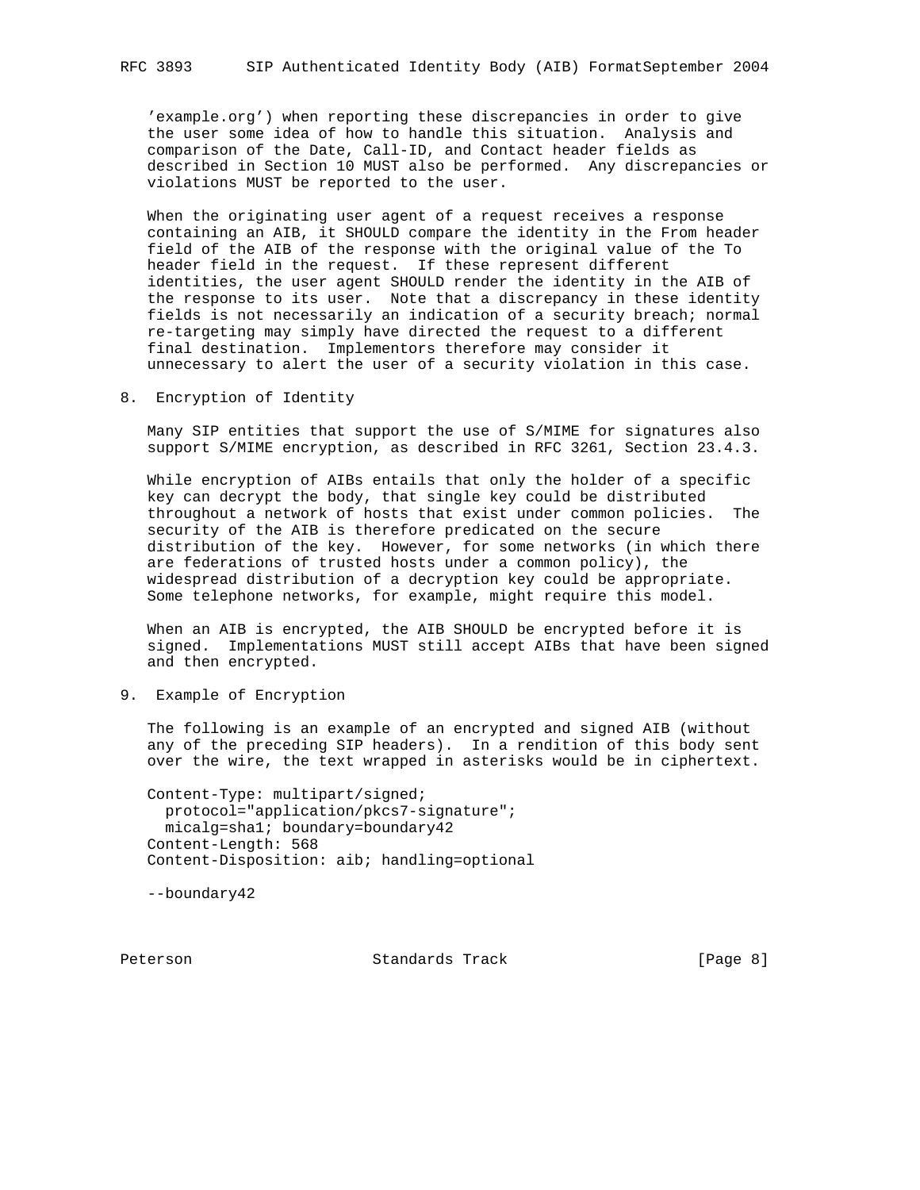'example.org') when reporting these discrepancies in order to give the user some idea of how to handle this situation. Analysis and comparison of the Date, Call-ID, and Contact header fields as described in Section 10 MUST also be performed. Any discrepancies or violations MUST be reported to the user.

When the originating user agent of a request receives a response containing an AIB, it SHOULD compare the identity in the From header field of the AIB of the response with the original value of the To header field in the request. If these represent different identities, the user agent SHOULD render the identity in the AIB of the response to its user. Note that a discrepancy in these identity fields is not necessarily an indication of a security breach; normal re-targeting may simply have directed the request to a different final destination. Implementors therefore may consider it unnecessary to alert the user of a security violation in this case.

## 8. Encryption of Identity

Many SIP entities that support the use of S/MIME for signatures also support S/MIME encryption, as described in RFC 3261, Section 23.4.3.

While encryption of AIBs entails that only the holder of a specific key can decrypt the body, that single key could be distributed throughout a network of hosts that exist under common policies. The security of the AIB is therefore predicated on the secure distribution of the key. However, for some networks (in which there are federations of trusted hosts under a common policy), the widespread distribution of a decryption key could be appropriate. Some telephone networks, for example, might require this model.

When an AIB is encrypted, the AIB SHOULD be encrypted before it is signed. Implementations MUST still accept AIBs that have been signed and then encrypted.

## 9. Example of Encryption

The following is an example of an encrypted and signed AIB (without any of the preceding SIP headers). In a rendition of this body sent over the wire, the text wrapped in asterisks would be in ciphertext.

```
Content-Type: multipart/signed;
  protocol="application/pkcs7-signature";
  micalg=sha1; boundary=boundary42
Content-Length: 568
Content-Disposition: aib; handling=optional

--boundary42
```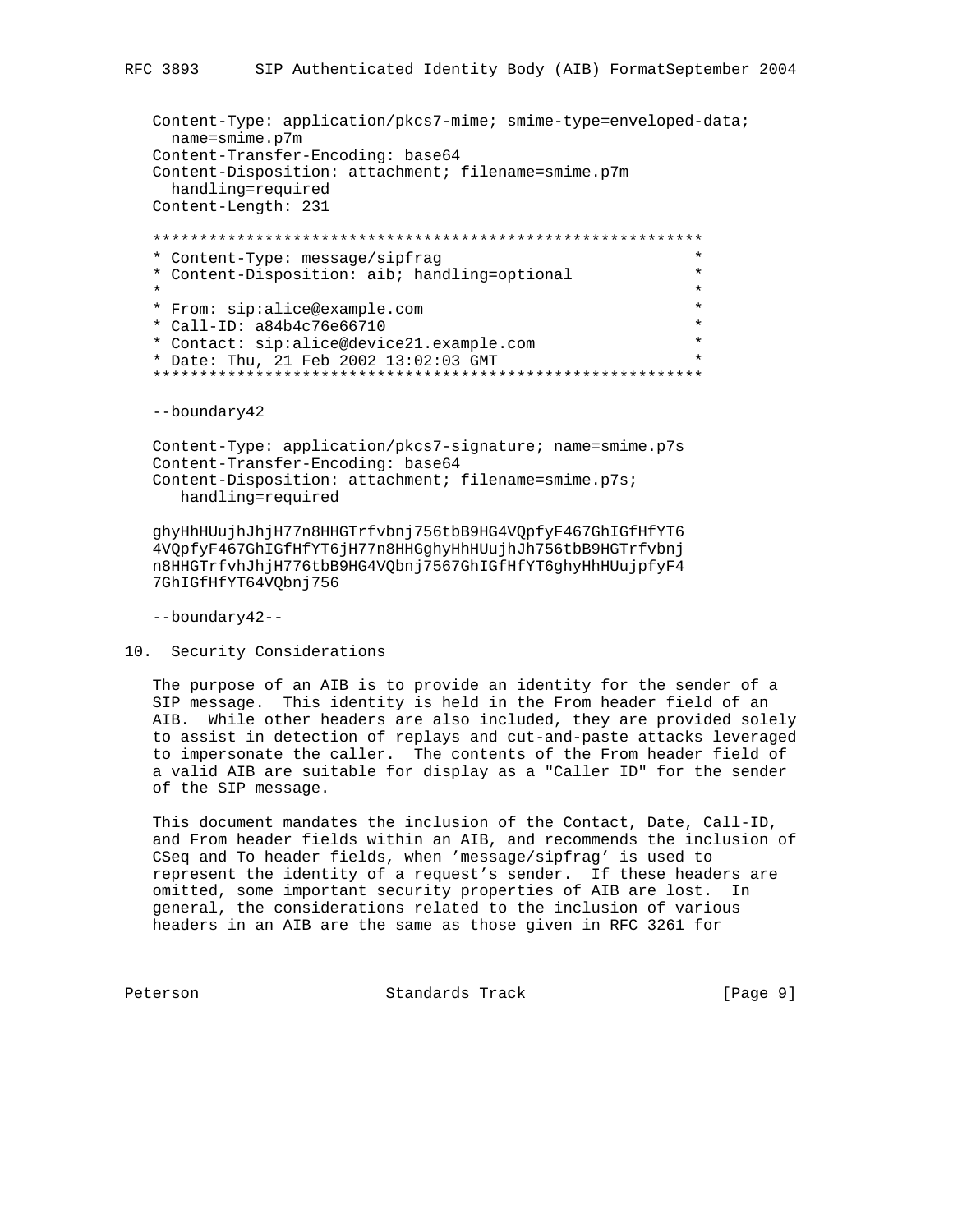```
   Content-Type: application/pkcs7-mime; smime-type=enveloped-data;
     name=smime.p7m
   Content-Transfer-Encoding: base64
   Content-Disposition: attachment; filename=smime.p7m
     handling=required
   Content-Length: 231

   ***********************************************************
   * Content-Type: message/sipfrag                           *
   * Content-Disposition: aib; handling=optional             *
   *                                                         *
   * From: sip:alice@example.com                             *
   * Call-ID: a84b4c76e66710                                 *
   * Contact: sip:alice@device21.example.com                 *
   * Date: Thu, 21 Feb 2002 13:02:03 GMT                     *
   ***********************************************************

   --boundary42

   Content-Type: application/pkcs7-signature; name=smime.p7s
   Content-Transfer-Encoding: base64
   Content-Disposition: attachment; filename=smime.p7s;
      handling=required

   ghyHhHUujhJhjH77n8HHGTrfvbnj756tbB9HG4VQpfyF467GhIGfHfYT6
   4VQpfyF467GhIGfHfYT6jH77n8HHGghyHhHUujhJh756tbB9HGTrfvbnj
   n8HHGTrfvhJhjH776tbB9HG4VQbnj7567GhIGfHfYT6ghyHhHUujpfyF4
   7GhIGfHfYT64VQbnj756

   --boundary42--
```

## 10. Security Considerations

The purpose of an AIB is to provide an identity for the sender of a SIP message. This identity is held in the From header field of an AIB. While other headers are also included, they are provided solely to assist in detection of replays and cut-and-paste attacks leveraged to impersonate the caller. The contents of the From header field of a valid AIB are suitable for display as a "Caller ID" for the sender of the SIP message.

This document mandates the inclusion of the Contact, Date, Call-ID, and From header fields within an AIB, and recommends the inclusion of CSeq and To header fields, when 'message/sipfrag' is used to represent the identity of a request's sender. If these headers are omitted, some important security properties of AIB are lost. In general, the considerations related to the inclusion of various headers in an AIB are the same as those given in RFC 3261 for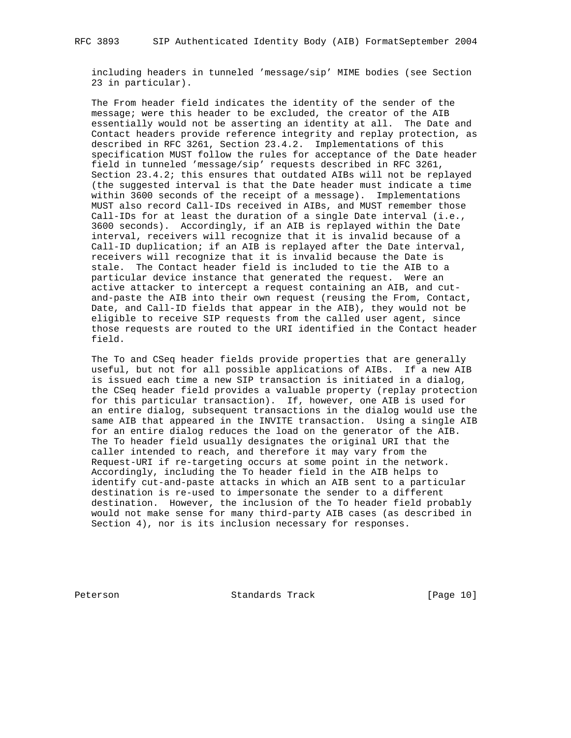including headers in tunneled 'message/sip' MIME bodies (see Section 23 in particular).

The From header field indicates the identity of the sender of the message; were this header to be excluded, the creator of the AIB essentially would not be asserting an identity at all. The Date and Contact headers provide reference integrity and replay protection, as described in RFC 3261, Section 23.4.2. Implementations of this specification MUST follow the rules for acceptance of the Date header field in tunneled 'message/sip' requests described in RFC 3261, Section 23.4.2; this ensures that outdated AIBs will not be replayed (the suggested interval is that the Date header must indicate a time within 3600 seconds of the receipt of a message). Implementations MUST also record Call-IDs received in AIBs, and MUST remember those Call-IDs for at least the duration of a single Date interval (i.e., 3600 seconds). Accordingly, if an AIB is replayed within the Date interval, receivers will recognize that it is invalid because of a Call-ID duplication; if an AIB is replayed after the Date interval, receivers will recognize that it is invalid because the Date is stale. The Contact header field is included to tie the AIB to a particular device instance that generated the request. Were an active attacker to intercept a request containing an AIB, and cut-and-paste the AIB into their own request (reusing the From, Contact, Date, and Call-ID fields that appear in the AIB), they would not be eligible to receive SIP requests from the called user agent, since those requests are routed to the URI identified in the Contact header field.

The To and CSeq header fields provide properties that are generally useful, but not for all possible applications of AIBs. If a new AIB is issued each time a new SIP transaction is initiated in a dialog, the CSeq header field provides a valuable property (replay protection for this particular transaction). If, however, one AIB is used for an entire dialog, subsequent transactions in the dialog would use the same AIB that appeared in the INVITE transaction. Using a single AIB for an entire dialog reduces the load on the generator of the AIB. The To header field usually designates the original URI that the caller intended to reach, and therefore it may vary from the Request-URI if re-targeting occurs at some point in the network. Accordingly, including the To header field in the AIB helps to identify cut-and-paste attacks in which an AIB sent to a particular destination is re-used to impersonate the sender to a different destination. However, the inclusion of the To header field probably would not make sense for many third-party AIB cases (as described in Section 4), nor is its inclusion necessary for responses.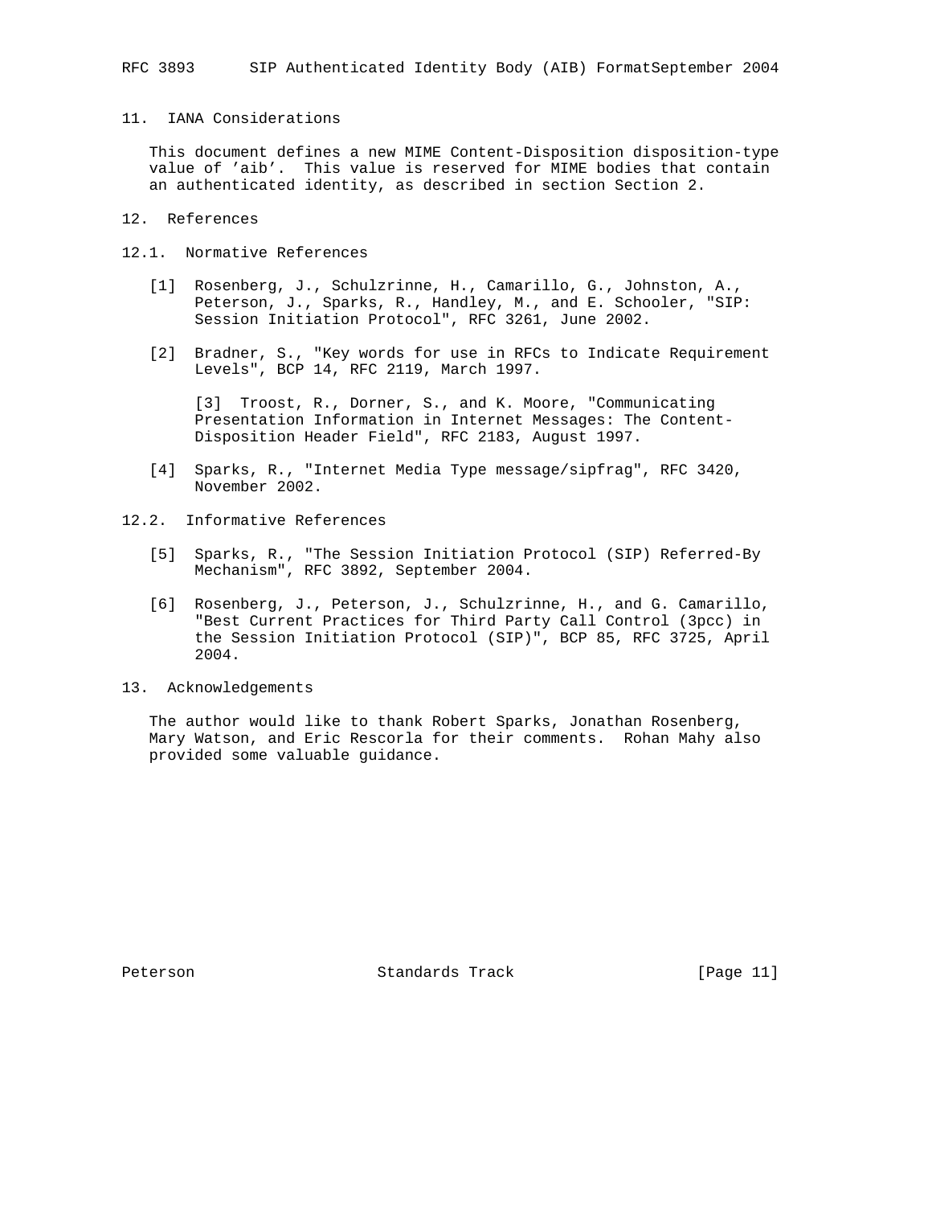## 11. IANA Considerations

This document defines a new MIME Content-Disposition disposition-type value of 'aib'. This value is reserved for MIME bodies that contain an authenticated identity, as described in section Section 2.

## 12. References

### 12.1. Normative References

[1] Rosenberg, J., Schulzrinne, H., Camarillo, G., Johnston, A., Peterson, J., Sparks, R., Handley, M., and E. Schooler, "SIP: Session Initiation Protocol", RFC 3261, June 2002.

[2] Bradner, S., "Key words for use in RFCs to Indicate Requirement Levels", BCP 14, RFC 2119, March 1997.

[3] Troost, R., Dorner, S., and K. Moore, "Communicating Presentation Information in Internet Messages: The Content-Disposition Header Field", RFC 2183, August 1997.

[4] Sparks, R., "Internet Media Type message/sipfrag", RFC 3420, November 2002.

### 12.2. Informative References

[5] Sparks, R., "The Session Initiation Protocol (SIP) Referred-By Mechanism", RFC 3892, September 2004.

[6] Rosenberg, J., Peterson, J., Schulzrinne, H., and G. Camarillo, "Best Current Practices for Third Party Call Control (3pcc) in the Session Initiation Protocol (SIP)", BCP 85, RFC 3725, April 2004.

## 13. Acknowledgements

The author would like to thank Robert Sparks, Jonathan Rosenberg, Mary Watson, and Eric Rescorla for their comments. Rohan Mahy also provided some valuable guidance.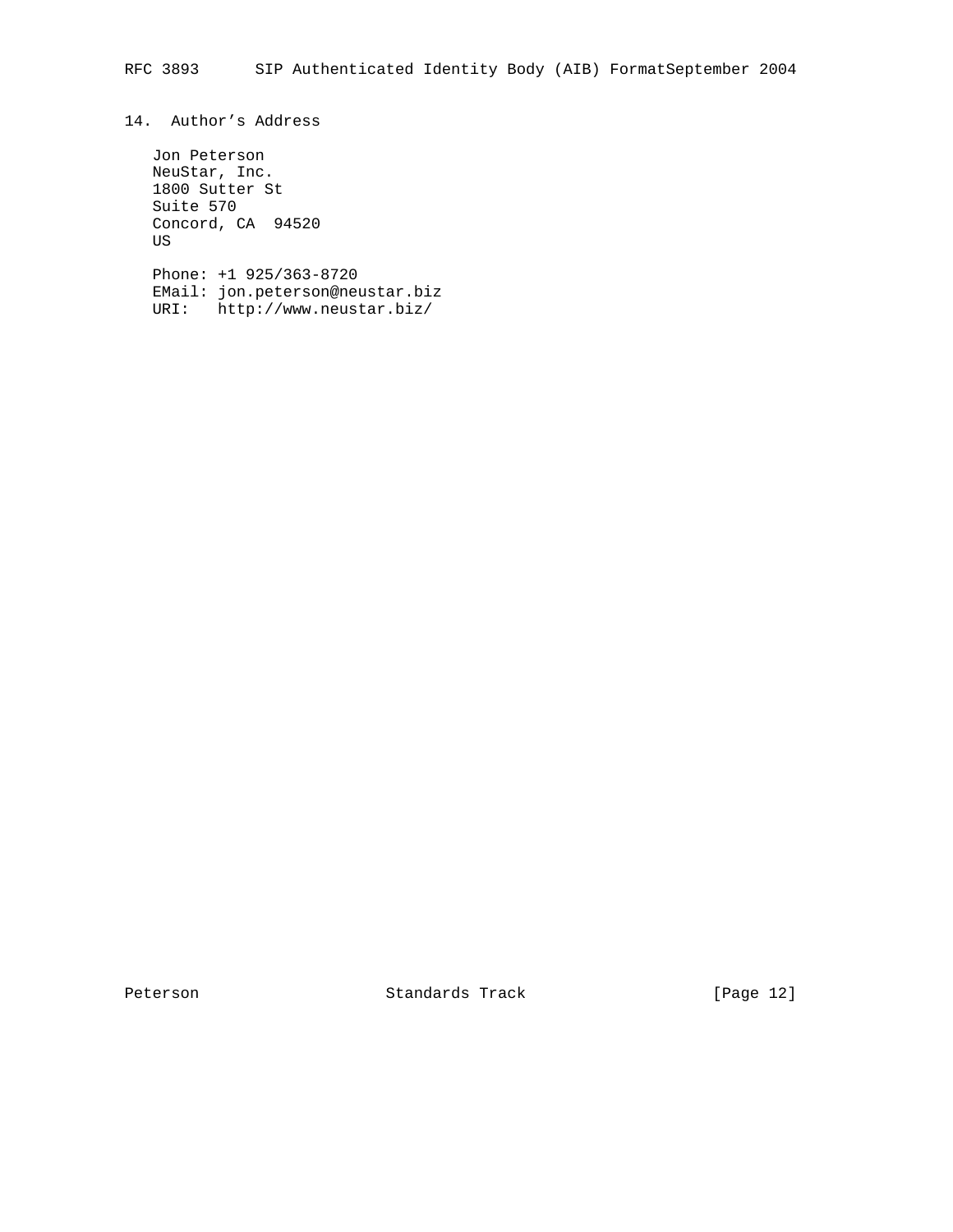## 14. Author's Address

Jon Peterson
NeuStar, Inc.
1800 Sutter St
Suite 570
Concord, CA  94520
US

Phone: +1 925/363-8720
EMail: jon.peterson@neustar.biz
URI:   http://www.neustar.biz/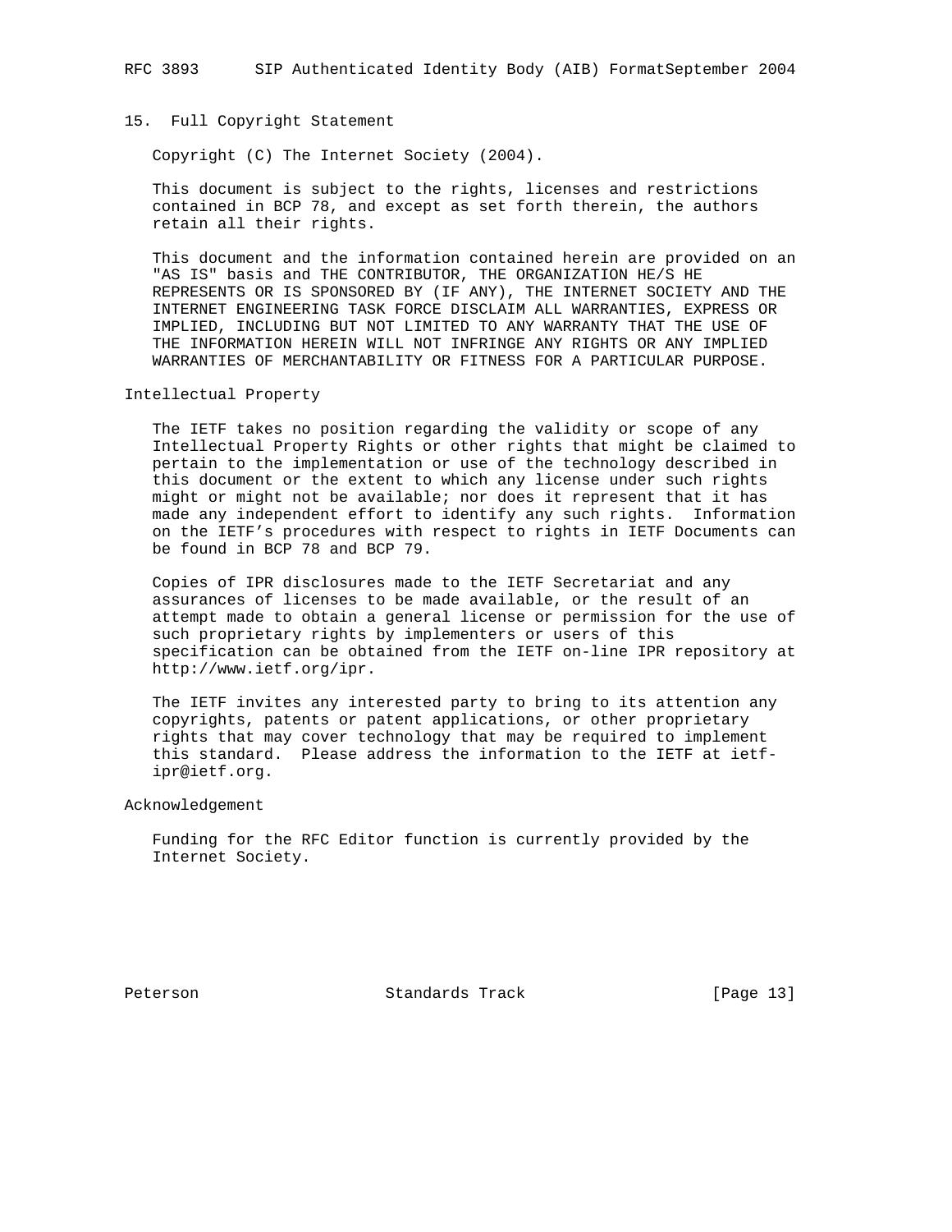## 15. Full Copyright Statement

Copyright (C) The Internet Society (2004).

This document is subject to the rights, licenses and restrictions contained in BCP 78, and except as set forth therein, the authors retain all their rights.

This document and the information contained herein are provided on an "AS IS" basis and THE CONTRIBUTOR, THE ORGANIZATION HE/S HE REPRESENTS OR IS SPONSORED BY (IF ANY), THE INTERNET SOCIETY AND THE INTERNET ENGINEERING TASK FORCE DISCLAIM ALL WARRANTIES, EXPRESS OR IMPLIED, INCLUDING BUT NOT LIMITED TO ANY WARRANTY THAT THE USE OF THE INFORMATION HEREIN WILL NOT INFRINGE ANY RIGHTS OR ANY IMPLIED WARRANTIES OF MERCHANTABILITY OR FITNESS FOR A PARTICULAR PURPOSE.

## Intellectual Property

The IETF takes no position regarding the validity or scope of any Intellectual Property Rights or other rights that might be claimed to pertain to the implementation or use of the technology described in this document or the extent to which any license under such rights might or might not be available; nor does it represent that it has made any independent effort to identify any such rights. Information on the IETF's procedures with respect to rights in IETF Documents can be found in BCP 78 and BCP 79.

Copies of IPR disclosures made to the IETF Secretariat and any assurances of licenses to be made available, or the result of an attempt made to obtain a general license or permission for the use of such proprietary rights by implementers or users of this specification can be obtained from the IETF on-line IPR repository at http://www.ietf.org/ipr.

The IETF invites any interested party to bring to its attention any copyrights, patents or patent applications, or other proprietary rights that may cover technology that may be required to implement this standard. Please address the information to the IETF at ietf-ipr@ietf.org.

## Acknowledgement

Funding for the RFC Editor function is currently provided by the Internet Society.